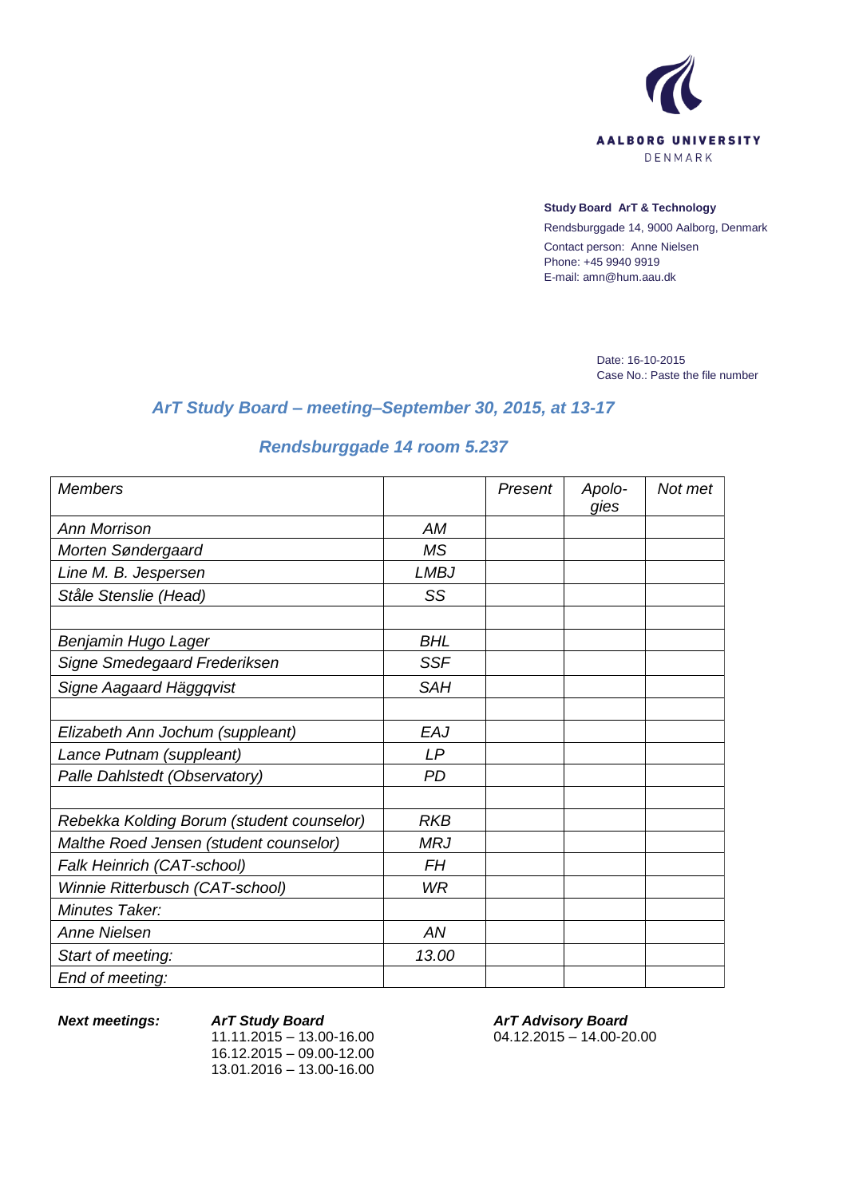AALBORG UNIVERSITY
DENMARK

**Study Board ArT & Technology**

Rendsburggade 14, 9000 Aalborg, Denmark

Contact person: Anne Nielsen
Phone: +45 9940 9919
E-mail: amn@hum.aau.dk

Date: 16-10-2015
Case No.: Paste the file number

## *ArT Study Board – meeting–September 30, 2015, at 13-17*

## *Rendsburggade 14 room 5.237*

| *Members* | | *Present* | *Apolo-gies* | *Not met* |
|---|---|---|---|---|
| *Ann Morrison* | *AM* | | | |
| *Morten Søndergaard* | *MS* | | | |
| *Line M. B. Jespersen* | *LMBJ* | | | |
| *Ståle Stenslie (Head)* | *SS* | | | |
| | | | | |
| *Benjamin Hugo Lager* | *BHL* | | | |
| *Signe Smedegaard Frederiksen* | *SSF* | | | |
| *Signe Aagaard Häggqvist* | *SAH* | | | |
| | | | | |
| *Elizabeth Ann Jochum (suppleant)* | *EAJ* | | | |
| *Lance Putnam (suppleant)* | *LP* | | | |
| *Palle Dahlstedt (Observatory)* | *PD* | | | |
| | | | | |
| *Rebekka Kolding Borum (student counselor)* | *RKB* | | | |
| *Malthe Roed Jensen (student counselor)* | *MRJ* | | | |
| *Falk Heinrich (CAT-school)* | *FH* | | | |
| *Winnie Ritterbusch (CAT-school)* | *WR* | | | |
| *Minutes Taker:* | | | | |
| *Anne Nielsen* | *AN* | | | |
| *Start of meeting:* | *13.00* | | | |
| *End of meeting:* | | | | |

***Next meetings:***

***ArT Study Board***
11.11.2015 – 13.00-16.00
16.12.2015 – 09.00-12.00
13.01.2016 – 13.00-16.00

***ArT Advisory Board***
04.12.2015 – 14.00-20.00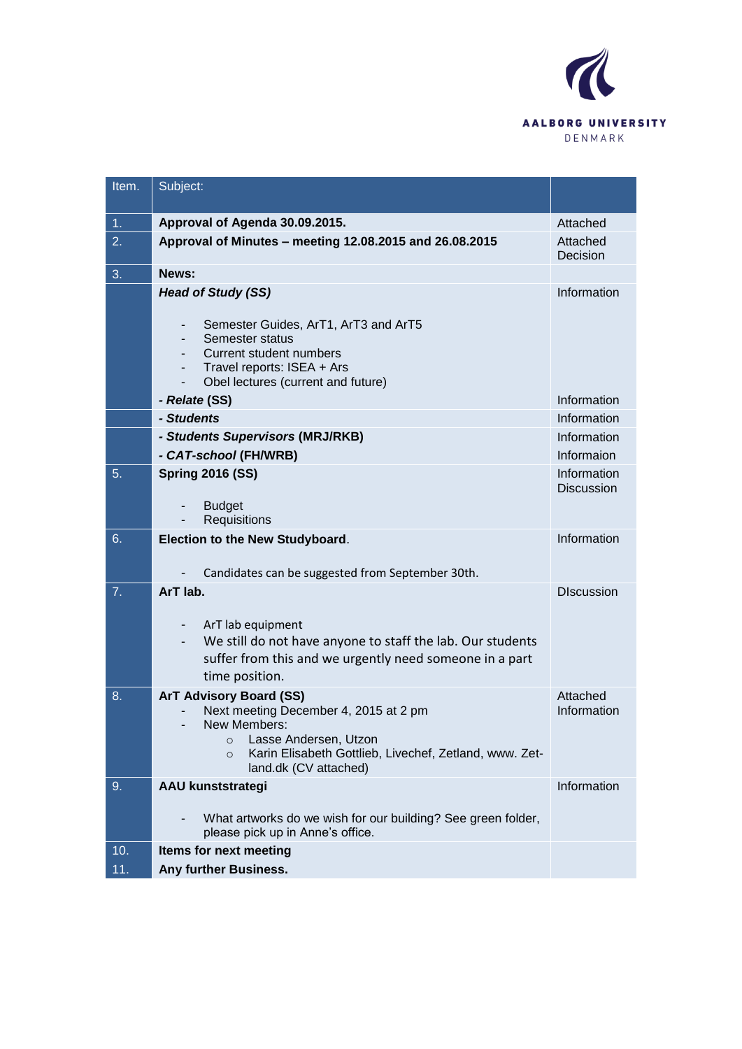AALBORG UNIVERSITY
DENMARK

| Item. | Subject: | |
|---|---|---|
| 1. | **Approval of Agenda 30.09.2015.** | Attached |
| 2. | **Approval of Minutes – meeting 12.08.2015 and 26.08.2015** | Attached Decision |
| 3. | **News:** | |
| | ***Head of Study (SS)***<br>- Semester Guides, ArT1, ArT3 and ArT5<br>- Semester status<br>- Current student numbers<br>- Travel reports: ISEA + Ars<br>- Obel lectures (current and future) | Information |
| | ***- Relate* (SS)** | Information |
| | ***- Students*** | Information |
| | ***- Students Supervisors* (MRJ/RKB)** | Information |
| | ***- CAT-school* (FH/WRB)** | Informaion |
| 5. | **Spring 2016 (SS)**<br>- Budget<br>- Requisitions | Information Discussion |
| 6. | **Election to the New Studyboard.**<br>- Candidates can be suggested from September 30th. | Information |
| 7. | **ArT lab.**<br>- ArT lab equipment<br>- We still do not have anyone to staff the lab. Our students suffer from this and we urgently need someone in a part time position. | DIscussion |
| 8. | **ArT Advisory Board (SS)**<br>- Next meeting December 4, 2015 at 2 pm<br>- New Members:<br>  ○ Lasse Andersen, Utzon<br>  ○ Karin Elisabeth Gottlieb, Livechef, Zetland, www. Zet-land.dk (CV attached) | Attached Information |
| 9. | **AAU kunststrategi**<br>- What artworks do we wish for our building? See green folder, please pick up in Anne's office. | Information |
| 10. | **Items for next meeting** | |
| 11. | **Any further Business.** | |